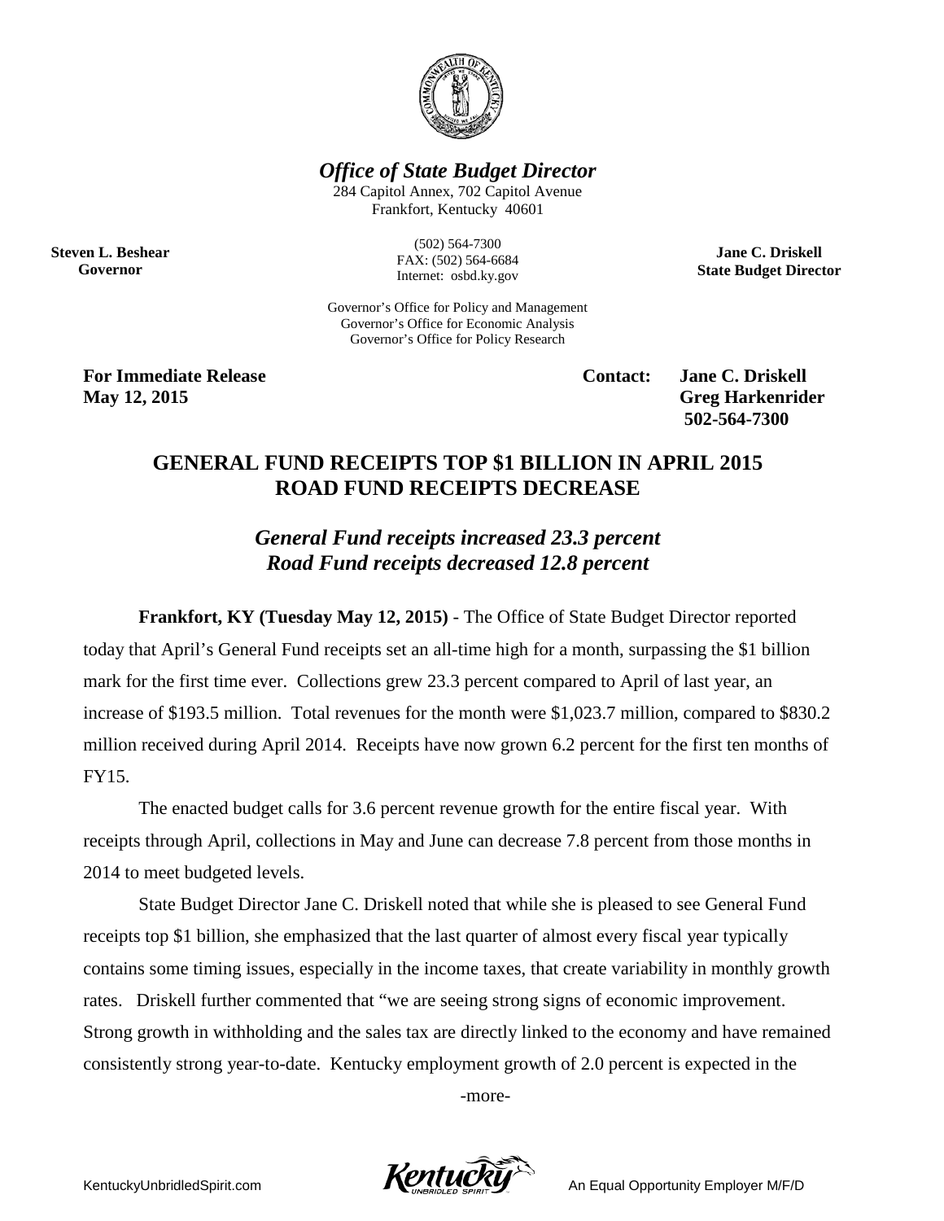*Office of State Budget Director*

284 Capitol Annex, 702 Capitol Avenue
Frankfort, Kentucky 40601

**Steven L. Beshear**
**Governor**

(502) 564-7300
FAX: (502) 564-6684
Internet: osbd.ky.gov

**Jane C. Driskell**
**State Budget Director**

Governor's Office for Policy and Management
Governor's Office for Economic Analysis
Governor's Office for Policy Research

**For Immediate Release**
**May 12, 2015**

**Contact: Jane C. Driskell**
**Greg Harkenrider**
**502-564-7300**

## GENERAL FUND RECEIPTS TOP $1 BILLION IN APRIL 2015 ROAD FUND RECEIPTS DECREASE

### *General Fund receipts increased 23.3 percent* *Road Fund receipts decreased 12.8 percent*

**Frankfort, KY (Tuesday May 12, 2015)** - The Office of State Budget Director reported today that April's General Fund receipts set an all-time high for a month, surpassing the $1 billion mark for the first time ever. Collections grew 23.3 percent compared to April of last year, an increase of $193.5 million. Total revenues for the month were $1,023.7 million, compared to $830.2 million received during April 2014. Receipts have now grown 6.2 percent for the first ten months of FY15.

The enacted budget calls for 3.6 percent revenue growth for the entire fiscal year. With receipts through April, collections in May and June can decrease 7.8 percent from those months in 2014 to meet budgeted levels.

State Budget Director Jane C. Driskell noted that while she is pleased to see General Fund receipts top $1 billion, she emphasized that the last quarter of almost every fiscal year typically contains some timing issues, especially in the income taxes, that create variability in monthly growth rates. Driskell further commented that "we are seeing strong signs of economic improvement. Strong growth in withholding and the sales tax are directly linked to the economy and have remained consistently strong year-to-date. Kentucky employment growth of 2.0 percent is expected in the

-more-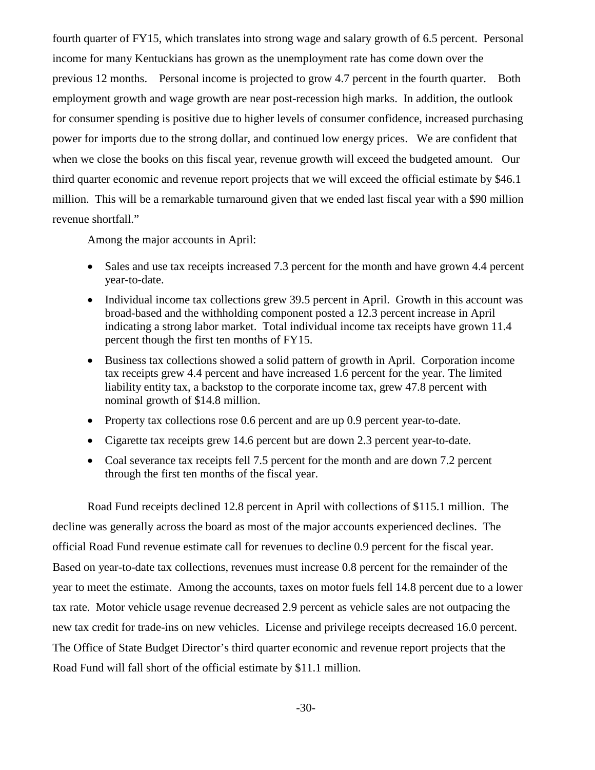fourth quarter of FY15, which translates into strong wage and salary growth of 6.5 percent. Personal income for many Kentuckians has grown as the unemployment rate has come down over the previous 12 months. Personal income is projected to grow 4.7 percent in the fourth quarter. Both employment growth and wage growth are near post-recession high marks. In addition, the outlook for consumer spending is positive due to higher levels of consumer confidence, increased purchasing power for imports due to the strong dollar, and continued low energy prices. We are confident that when we close the books on this fiscal year, revenue growth will exceed the budgeted amount. Our third quarter economic and revenue report projects that we will exceed the official estimate by $46.1 million. This will be a remarkable turnaround given that we ended last fiscal year with a $90 million revenue shortfall."

Among the major accounts in April:

- Sales and use tax receipts increased 7.3 percent for the month and have grown 4.4 percent year-to-date.
- Individual income tax collections grew 39.5 percent in April. Growth in this account was broad-based and the withholding component posted a 12.3 percent increase in April indicating a strong labor market. Total individual income tax receipts have grown 11.4 percent though the first ten months of FY15.
- Business tax collections showed a solid pattern of growth in April. Corporation income tax receipts grew 4.4 percent and have increased 1.6 percent for the year. The limited liability entity tax, a backstop to the corporate income tax, grew 47.8 percent with nominal growth of $14.8 million.
- Property tax collections rose 0.6 percent and are up 0.9 percent year-to-date.
- Cigarette tax receipts grew 14.6 percent but are down 2.3 percent year-to-date.
- Coal severance tax receipts fell 7.5 percent for the month and are down 7.2 percent through the first ten months of the fiscal year.

Road Fund receipts declined 12.8 percent in April with collections of $115.1 million. The decline was generally across the board as most of the major accounts experienced declines. The official Road Fund revenue estimate call for revenues to decline 0.9 percent for the fiscal year. Based on year-to-date tax collections, revenues must increase 0.8 percent for the remainder of the year to meet the estimate. Among the accounts, taxes on motor fuels fell 14.8 percent due to a lower tax rate. Motor vehicle usage revenue decreased 2.9 percent as vehicle sales are not outpacing the new tax credit for trade-ins on new vehicles. License and privilege receipts decreased 16.0 percent. The Office of State Budget Director's third quarter economic and revenue report projects that the Road Fund will fall short of the official estimate by $11.1 million.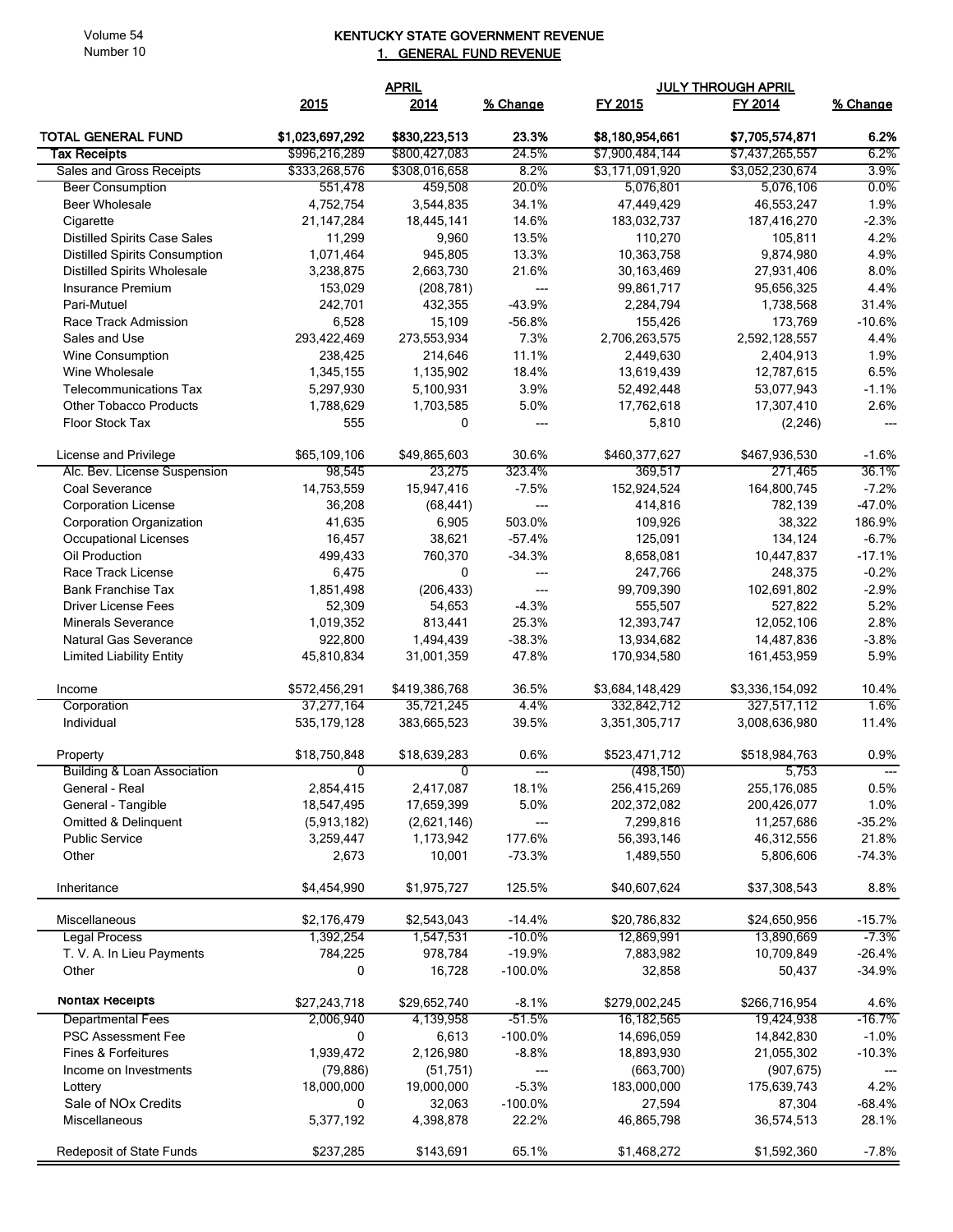# KENTUCKY STATE GOVERNMENT REVENUE

## 1. GENERAL FUND REVENUE

| | APRIL | | | JULY THROUGH APRIL | | |
|---|---|---|---|---|---|---|
| | 2015 | 2014 | % Change | FY 2015 | FY 2014 | % Change |
| **TOTAL GENERAL FUND** | **$1,023,697,292** | **$830,223,513** | **23.3%** | **$8,180,954,661** | **$7,705,574,871** | **6.2%** |
| **Tax Receipts** | $996,216,289 | $800,427,083 | 24.5% | $7,900,484,144 | $7,437,265,557 | 6.2% |
| Sales and Gross Receipts | $333,268,576 | $308,016,658 | 8.2% | $3,171,091,920 | $3,052,230,674 | 3.9% |
| Beer Consumption | 551,478 | 459,508 | 20.0% | 5,076,801 | 5,076,106 | 0.0% |
| Beer Wholesale | 4,752,754 | 3,544,835 | 34.1% | 47,449,429 | 46,553,247 | 1.9% |
| Cigarette | 21,147,284 | 18,445,141 | 14.6% | 183,032,737 | 187,416,270 | -2.3% |
| Distilled Spirits Case Sales | 11,299 | 9,960 | 13.5% | 110,270 | 105,811 | 4.2% |
| Distilled Spirits Consumption | 1,071,464 | 945,805 | 13.3% | 10,363,758 | 9,874,980 | 4.9% |
| Distilled Spirits Wholesale | 3,238,875 | 2,663,730 | 21.6% | 30,163,469 | 27,931,406 | 8.0% |
| Insurance Premium | 153,029 | (208,781) | --- | 99,861,717 | 95,656,325 | 4.4% |
| Pari-Mutuel | 242,701 | 432,355 | -43.9% | 2,284,794 | 1,738,568 | 31.4% |
| Race Track Admission | 6,528 | 15,109 | -56.8% | 155,426 | 173,769 | -10.6% |
| Sales and Use | 293,422,469 | 273,553,934 | 7.3% | 2,706,263,575 | 2,592,128,557 | 4.4% |
| Wine Consumption | 238,425 | 214,646 | 11.1% | 2,449,630 | 2,404,913 | 1.9% |
| Wine Wholesale | 1,345,155 | 1,135,902 | 18.4% | 13,619,439 | 12,787,615 | 6.5% |
| Telecommunications Tax | 5,297,930 | 5,100,931 | 3.9% | 52,492,448 | 53,077,943 | -1.1% |
| Other Tobacco Products | 1,788,629 | 1,703,585 | 5.0% | 17,762,618 | 17,307,410 | 2.6% |
| Floor Stock Tax | 555 | 0 | --- | 5,810 | (2,246) | --- |
| License and Privilege | $65,109,106 | $49,865,603 | 30.6% | $460,377,627 | $467,936,530 | -1.6% |
| Alc. Bev. License Suspension | 98,545 | 23,275 | 323.4% | 369,517 | 271,465 | 36.1% |
| Coal Severance | 14,753,559 | 15,947,416 | -7.5% | 152,924,524 | 164,800,745 | -7.2% |
| Corporation License | 36,208 | (68,441) | --- | 414,816 | 782,139 | -47.0% |
| Corporation Organization | 41,635 | 6,905 | 503.0% | 109,926 | 38,322 | 186.9% |
| Occupational Licenses | 16,457 | 38,621 | -57.4% | 125,091 | 134,124 | -6.7% |
| Oil Production | 499,433 | 760,370 | -34.3% | 8,658,081 | 10,447,837 | -17.1% |
| Race Track License | 6,475 | 0 | --- | 247,766 | 248,375 | -0.2% |
| Bank Franchise Tax | 1,851,498 | (206,433) | --- | 99,709,390 | 102,691,802 | -2.9% |
| Driver License Fees | 52,309 | 54,653 | -4.3% | 555,507 | 527,822 | 5.2% |
| Minerals Severance | 1,019,352 | 813,441 | 25.3% | 12,393,747 | 12,052,106 | 2.8% |
| Natural Gas Severance | 922,800 | 1,494,439 | -38.3% | 13,934,682 | 14,487,836 | -3.8% |
| Limited Liability Entity | 45,810,834 | 31,001,359 | 47.8% | 170,934,580 | 161,453,959 | 5.9% |
| Income | $572,456,291 | $419,386,768 | 36.5% | $3,684,148,429 | $3,336,154,092 | 10.4% |
| Corporation | 37,277,164 | 35,721,245 | 4.4% | 332,842,712 | 327,517,112 | 1.6% |
| Individual | 535,179,128 | 383,665,523 | 39.5% | 3,351,305,717 | 3,008,636,980 | 11.4% |
| Property | $18,750,848 | $18,639,283 | 0.6% | $523,471,712 | $518,984,763 | 0.9% |
| Building & Loan Association | 0 | 0 | --- | (498,150) | 5,753 | --- |
| General - Real | 2,854,415 | 2,417,087 | 18.1% | 256,415,269 | 255,176,085 | 0.5% |
| General - Tangible | 18,547,495 | 17,659,399 | 5.0% | 202,372,082 | 200,426,077 | 1.0% |
| Omitted & Delinquent | (5,913,182) | (2,621,146) | --- | 7,299,816 | 11,257,686 | -35.2% |
| Public Service | 3,259,447 | 1,173,942 | 177.6% | 56,393,146 | 46,312,556 | 21.8% |
| Other | 2,673 | 10,001 | -73.3% | 1,489,550 | 5,806,606 | -74.3% |
| Inheritance | $4,454,990 | $1,975,727 | 125.5% | $40,607,624 | $37,308,543 | 8.8% |
| Miscellaneous | $2,176,479 | $2,543,043 | -14.4% | $20,786,832 | $24,650,956 | -15.7% |
| Legal Process | 1,392,254 | 1,547,531 | -10.0% | 12,869,991 | 13,890,669 | -7.3% |
| T. V. A. In Lieu Payments | 784,225 | 978,784 | -19.9% | 7,883,982 | 10,709,849 | -26.4% |
| Other | 0 | 16,728 | -100.0% | 32,858 | 50,437 | -34.9% |
| **Nontax Receipts** | $27,243,718 | $29,652,740 | -8.1% | $279,002,245 | $266,716,954 | 4.6% |
| Departmental Fees | 2,006,940 | 4,139,958 | -51.5% | 16,182,565 | 19,424,938 | -16.7% |
| PSC Assessment Fee | 0 | 6,613 | -100.0% | 14,696,059 | 14,842,830 | -1.0% |
| Fines & Forfeitures | 1,939,472 | 2,126,980 | -8.8% | 18,893,930 | 21,055,302 | -10.3% |
| Income on Investments | (79,886) | (51,751) | --- | (663,700) | (907,675) | --- |
| Lottery | 18,000,000 | 19,000,000 | -5.3% | 183,000,000 | 175,639,743 | 4.2% |
| Sale of NOx Credits | 0 | 32,063 | -100.0% | 27,594 | 87,304 | -68.4% |
| Miscellaneous | 5,377,192 | 4,398,878 | 22.2% | 46,865,798 | 36,574,513 | 28.1% |
| Redeposit of State Funds | $237,285 | $143,691 | 65.1% | $1,468,272 | $1,592,360 | -7.8% |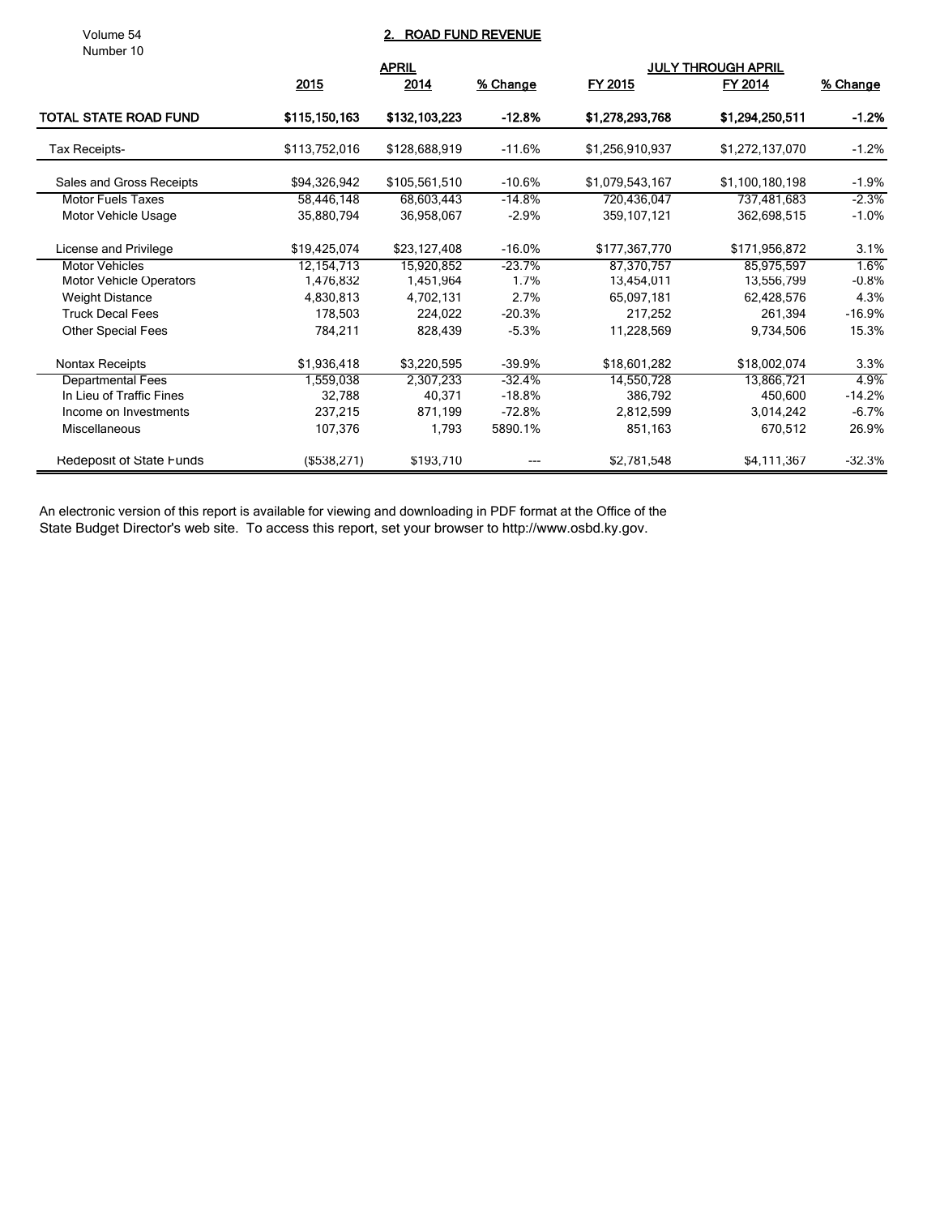## 2. ROAD FUND REVENUE

| | APRIL | | | JULY THROUGH APRIL | | |
|---|---|---|---|---|---|---|
| | 2015 | 2014 | % Change | FY 2015 | FY 2014 | % Change |
| **TOTAL STATE ROAD FUND** | **$115,150,163** | **$132,103,223** | **-12.8%** | **$1,278,293,768** | **$1,294,250,511** | **-1.2%** |
| Tax Receipts- | $113,752,016 | $128,688,919 | -11.6% | $1,256,910,937 | $1,272,137,070 | -1.2% |
| Sales and Gross Receipts | $94,326,942 | $105,561,510 | -10.6% | $1,079,543,167 | $1,100,180,198 | -1.9% |
| Motor Fuels Taxes | 58,446,148 | 68,603,443 | -14.8% | 720,436,047 | 737,481,683 | -2.3% |
| Motor Vehicle Usage | 35,880,794 | 36,958,067 | -2.9% | 359,107,121 | 362,698,515 | -1.0% |
| License and Privilege | $19,425,074 | $23,127,408 | -16.0% | $177,367,770 | $171,956,872 | 3.1% |
| Motor Vehicles | 12,154,713 | 15,920,852 | -23.7% | 87,370,757 | 85,975,597 | 1.6% |
| Motor Vehicle Operators | 1,476,832 | 1,451,964 | 1.7% | 13,454,011 | 13,556,799 | -0.8% |
| Weight Distance | 4,830,813 | 4,702,131 | 2.7% | 65,097,181 | 62,428,576 | 4.3% |
| Truck Decal Fees | 178,503 | 224,022 | -20.3% | 217,252 | 261,394 | -16.9% |
| Other Special Fees | 784,211 | 828,439 | -5.3% | 11,228,569 | 9,734,506 | 15.3% |
| Nontax Receipts | $1,936,418 | $3,220,595 | -39.9% | $18,601,282 | $18,002,074 | 3.3% |
| Departmental Fees | 1,559,038 | 2,307,233 | -32.4% | 14,550,728 | 13,866,721 | 4.9% |
| In Lieu of Traffic Fines | 32,788 | 40,371 | -18.8% | 386,792 | 450,600 | -14.2% |
| Income on Investments | 237,215 | 871,199 | -72.8% | 2,812,599 | 3,014,242 | -6.7% |
| Miscellaneous | 107,376 | 1,793 | 5890.1% | 851,163 | 670,512 | 26.9% |
| Redeposit of State Funds | ($538,271) | $193,710 | --- | $2,781,548 | $4,111,367 | -32.3% |

An electronic version of this report is available for viewing and downloading in PDF format at the Office of the State Budget Director's web site. To access this report, set your browser to http://www.osbd.ky.gov.